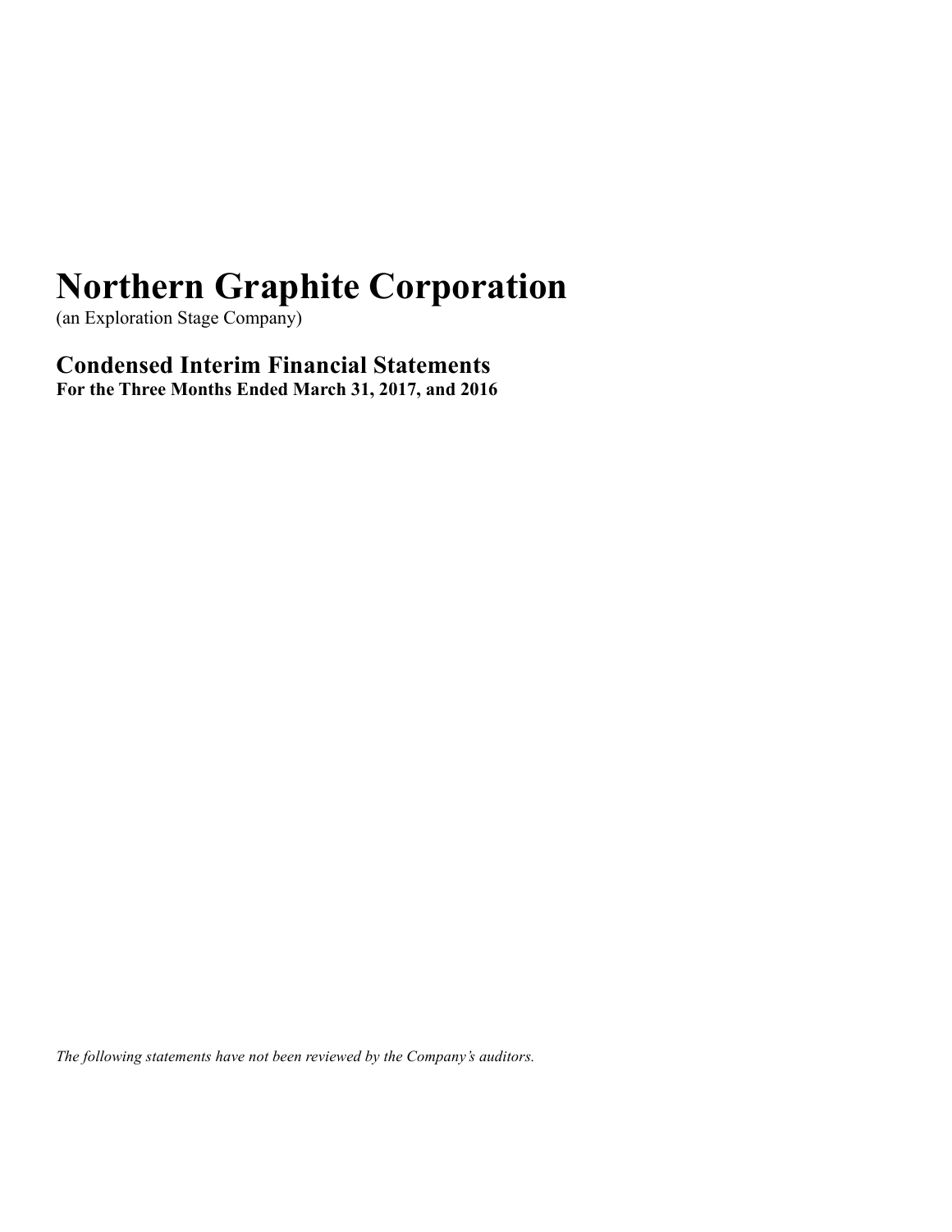# Northern Graphite Corporation

(an Exploration Stage Company)

## Condensed Interim Financial Statements

**For the Three Months Ended March 31, 2017, and 2016**

*The following statements have not been reviewed by the Company's auditors.*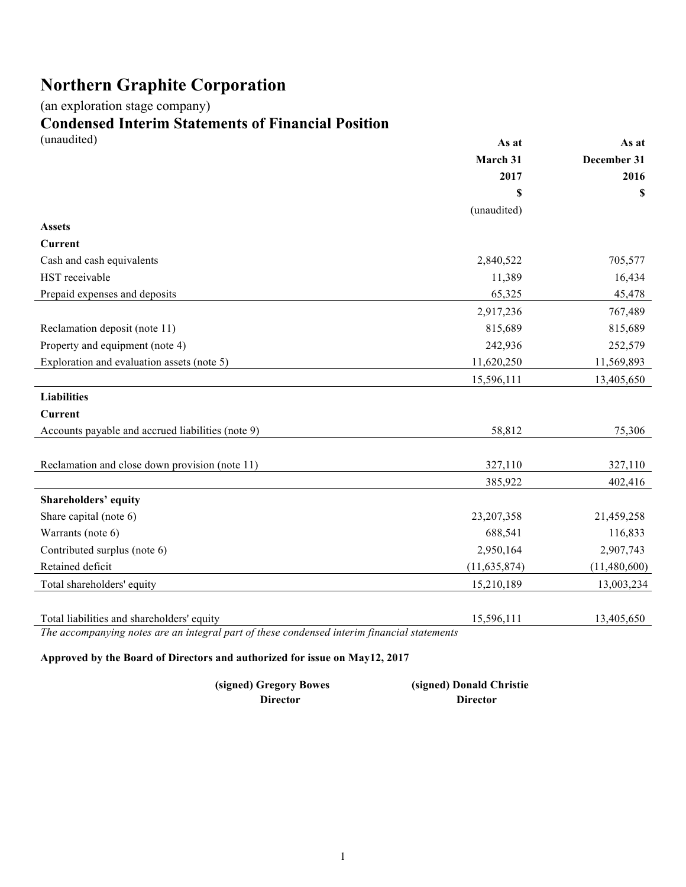# Northern Graphite Corporation

(an exploration stage company)

## Condensed Interim Statements of Financial Position

(unaudited)

| | As at March 31 2017 $ (unaudited) | As at December 31 2016 $ |
|---|---|---|
| **Assets** | | |
| **Current** | | |
| Cash and cash equivalents | 2,840,522 | 705,577 |
| HST receivable | 11,389 | 16,434 |
| Prepaid expenses and deposits | 65,325 | 45,478 |
| | 2,917,236 | 767,489 |
| Reclamation deposit (note 11) | 815,689 | 815,689 |
| Property and equipment (note 4) | 242,936 | 252,579 |
| Exploration and evaluation assets (note 5) | 11,620,250 | 11,569,893 |
| | 15,596,111 | 13,405,650 |
| **Liabilities** | | |
| **Current** | | |
| Accounts payable and accrued liabilities (note 9) | 58,812 | 75,306 |
| Reclamation and close down provision (note 11) | 327,110 | 327,110 |
| | 385,922 | 402,416 |
| **Shareholders' equity** | | |
| Share capital (note 6) | 23,207,358 | 21,459,258 |
| Warrants (note 6) | 688,541 | 116,833 |
| Contributed surplus (note 6) | 2,950,164 | 2,907,743 |
| Retained deficit | (11,635,874) | (11,480,600) |
| Total shareholders' equity | 15,210,189 | 13,003,234 |
| Total liabilities and shareholders' equity | 15,596,111 | 13,405,650 |

*The accompanying notes are an integral part of these condensed interim financial statements*

**Approved by the Board of Directors and authorized for issue on May12, 2017**

**(signed) Gregory Bowes**
**Director**

**(signed) Donald Christie**
**Director**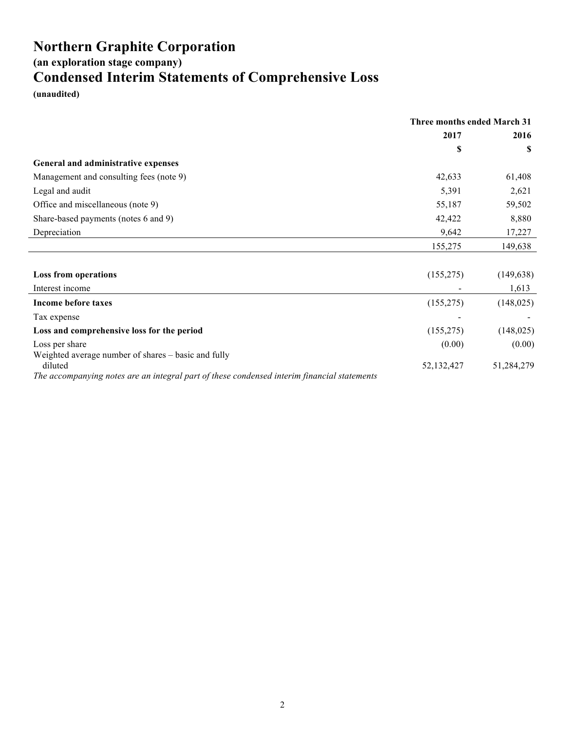# Northern Graphite Corporation

### (an exploration stage company)

## Condensed Interim Statements of Comprehensive Loss

**(unaudited)**

| | Three months ended March 31 | |
|---|---|---|
| | **2017** | **2016** |
| | **$** | **$** |
| **General and administrative expenses** | | |
| Management and consulting fees (note 9) | 42,633 | 61,408 |
| Legal and audit | 5,391 | 2,621 |
| Office and miscellaneous (note 9) | 55,187 | 59,502 |
| Share-based payments (notes 6 and 9) | 42,422 | 8,880 |
| Depreciation | 9,642 | 17,227 |
| | 155,275 | 149,638 |
| **Loss from operations** | (155,275) | (149,638) |
| Interest income | - | 1,613 |
| **Income before taxes** | (155,275) | (148,025) |
| Tax expense | - | - |
| **Loss and comprehensive loss for the period** | (155,275) | (148,025) |
| Loss per share | (0.00) | (0.00) |
| Weighted average number of shares – basic and fully diluted | 52,132,427 | 51,284,279 |

*The accompanying notes are an integral part of these condensed interim financial statements*